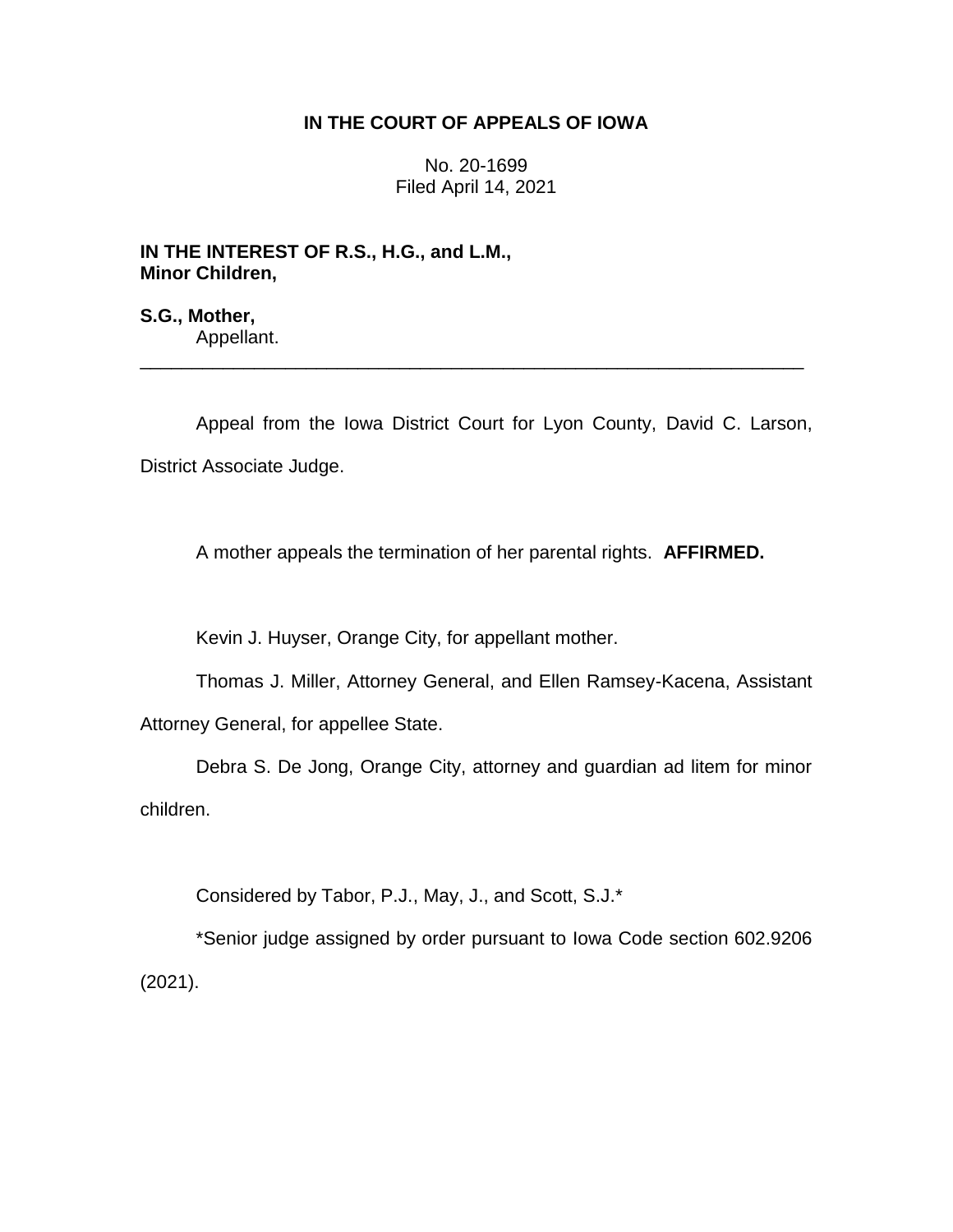# IN THE COURT OF APPEALS OF IOWA

No. 20-1699
Filed April 14, 2021

**IN THE INTEREST OF R.S., H.G., and L.M.,**
**Minor Children,**

**S.G., Mother,**
Appellant.

---

Appeal from the Iowa District Court for Lyon County, David C. Larson, District Associate Judge.

A mother appeals the termination of her parental rights. **AFFIRMED.**

Kevin J. Huyser, Orange City, for appellant mother.

Thomas J. Miller, Attorney General, and Ellen Ramsey-Kacena, Assistant Attorney General, for appellee State.

Debra S. De Jong, Orange City, attorney and guardian ad litem for minor children.

Considered by Tabor, P.J., May, J., and Scott, S.J.*

*Senior judge assigned by order pursuant to Iowa Code section 602.9206 (2021).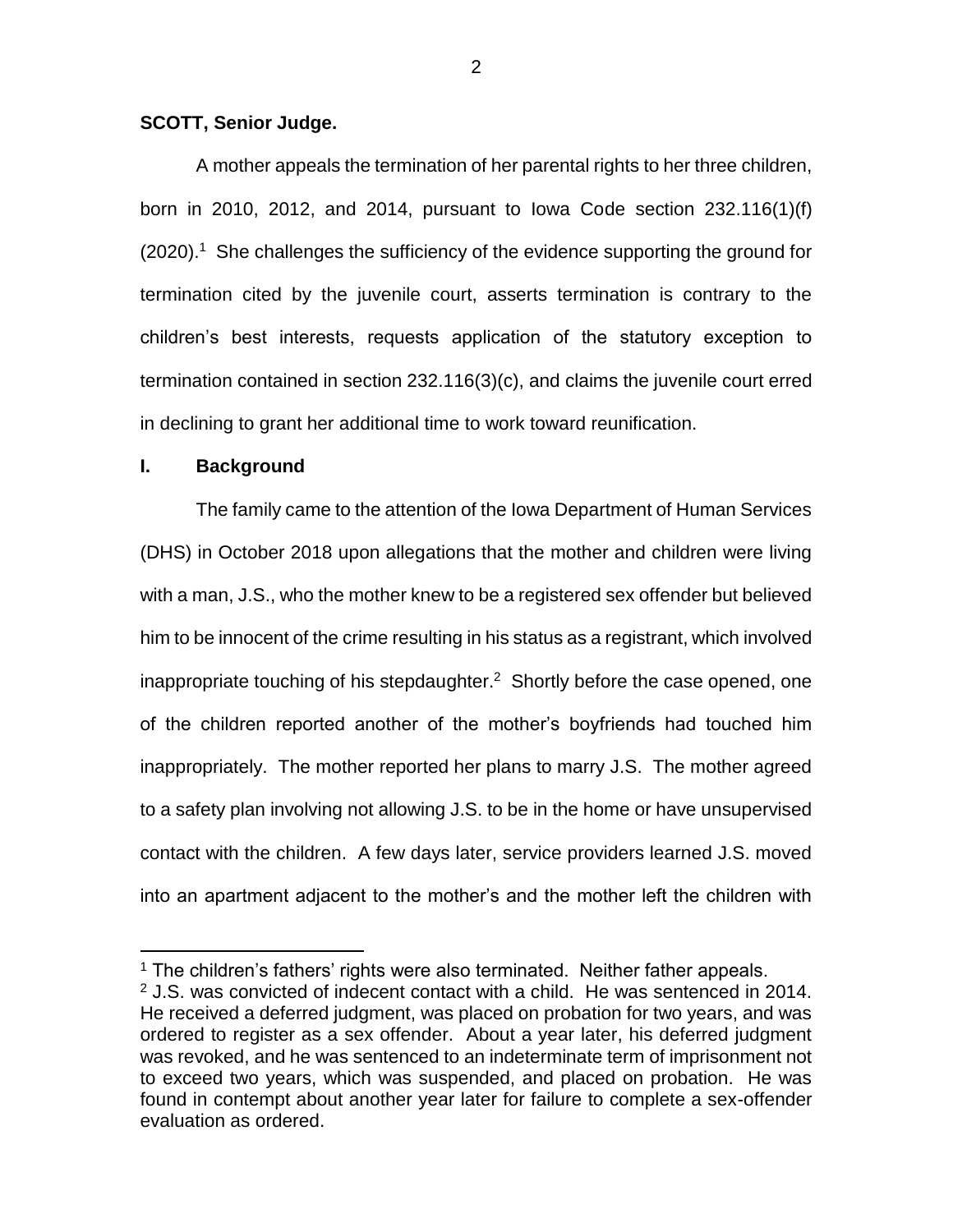**SCOTT, Senior Judge.**

A mother appeals the termination of her parental rights to her three children, born in 2010, 2012, and 2014, pursuant to Iowa Code section 232.116(1)(f) (2020).[1] She challenges the sufficiency of the evidence supporting the ground for termination cited by the juvenile court, asserts termination is contrary to the children's best interests, requests application of the statutory exception to termination contained in section 232.116(3)(c), and claims the juvenile court erred in declining to grant her additional time to work toward reunification.

## I. Background

The family came to the attention of the Iowa Department of Human Services (DHS) in October 2018 upon allegations that the mother and children were living with a man, J.S., who the mother knew to be a registered sex offender but believed him to be innocent of the crime resulting in his status as a registrant, which involved inappropriate touching of his stepdaughter.[2] Shortly before the case opened, one of the children reported another of the mother's boyfriends had touched him inappropriately. The mother reported her plans to marry J.S. The mother agreed to a safety plan involving not allowing J.S. to be in the home or have unsupervised contact with the children. A few days later, service providers learned J.S. moved into an apartment adjacent to the mother's and the mother left the children with

[1] The children's fathers' rights were also terminated. Neither father appeals.

[2] J.S. was convicted of indecent contact with a child. He was sentenced in 2014. He received a deferred judgment, was placed on probation for two years, and was ordered to register as a sex offender. About a year later, his deferred judgment was revoked, and he was sentenced to an indeterminate term of imprisonment not to exceed two years, which was suspended, and placed on probation. He was found in contempt about another year later for failure to complete a sex-offender evaluation as ordered.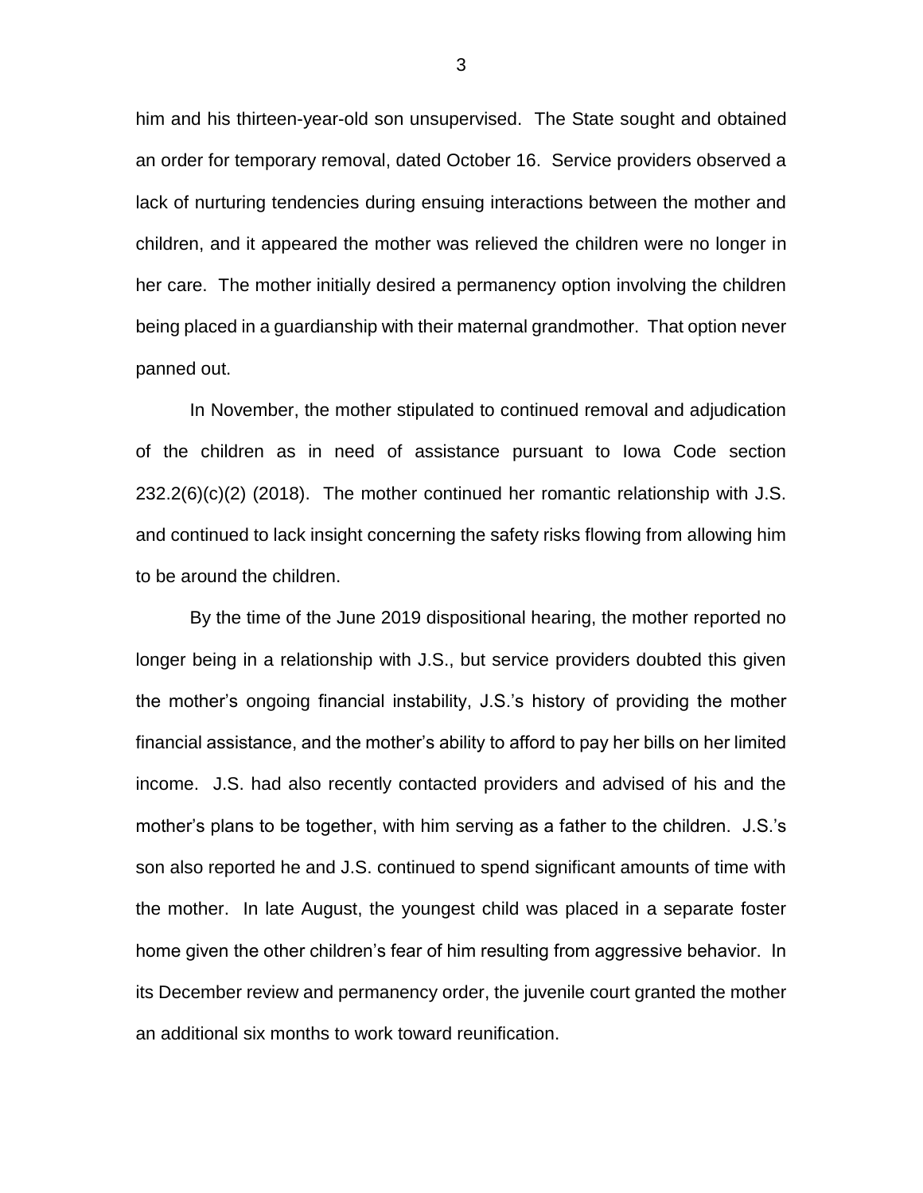him and his thirteen-year-old son unsupervised. The State sought and obtained an order for temporary removal, dated October 16. Service providers observed a lack of nurturing tendencies during ensuing interactions between the mother and children, and it appeared the mother was relieved the children were no longer in her care. The mother initially desired a permanency option involving the children being placed in a guardianship with their maternal grandmother. That option never panned out.

In November, the mother stipulated to continued removal and adjudication of the children as in need of assistance pursuant to Iowa Code section 232.2(6)(c)(2) (2018). The mother continued her romantic relationship with J.S. and continued to lack insight concerning the safety risks flowing from allowing him to be around the children.

By the time of the June 2019 dispositional hearing, the mother reported no longer being in a relationship with J.S., but service providers doubted this given the mother's ongoing financial instability, J.S.'s history of providing the mother financial assistance, and the mother's ability to afford to pay her bills on her limited income. J.S. had also recently contacted providers and advised of his and the mother's plans to be together, with him serving as a father to the children. J.S.'s son also reported he and J.S. continued to spend significant amounts of time with the mother. In late August, the youngest child was placed in a separate foster home given the other children's fear of him resulting from aggressive behavior. In its December review and permanency order, the juvenile court granted the mother an additional six months to work toward reunification.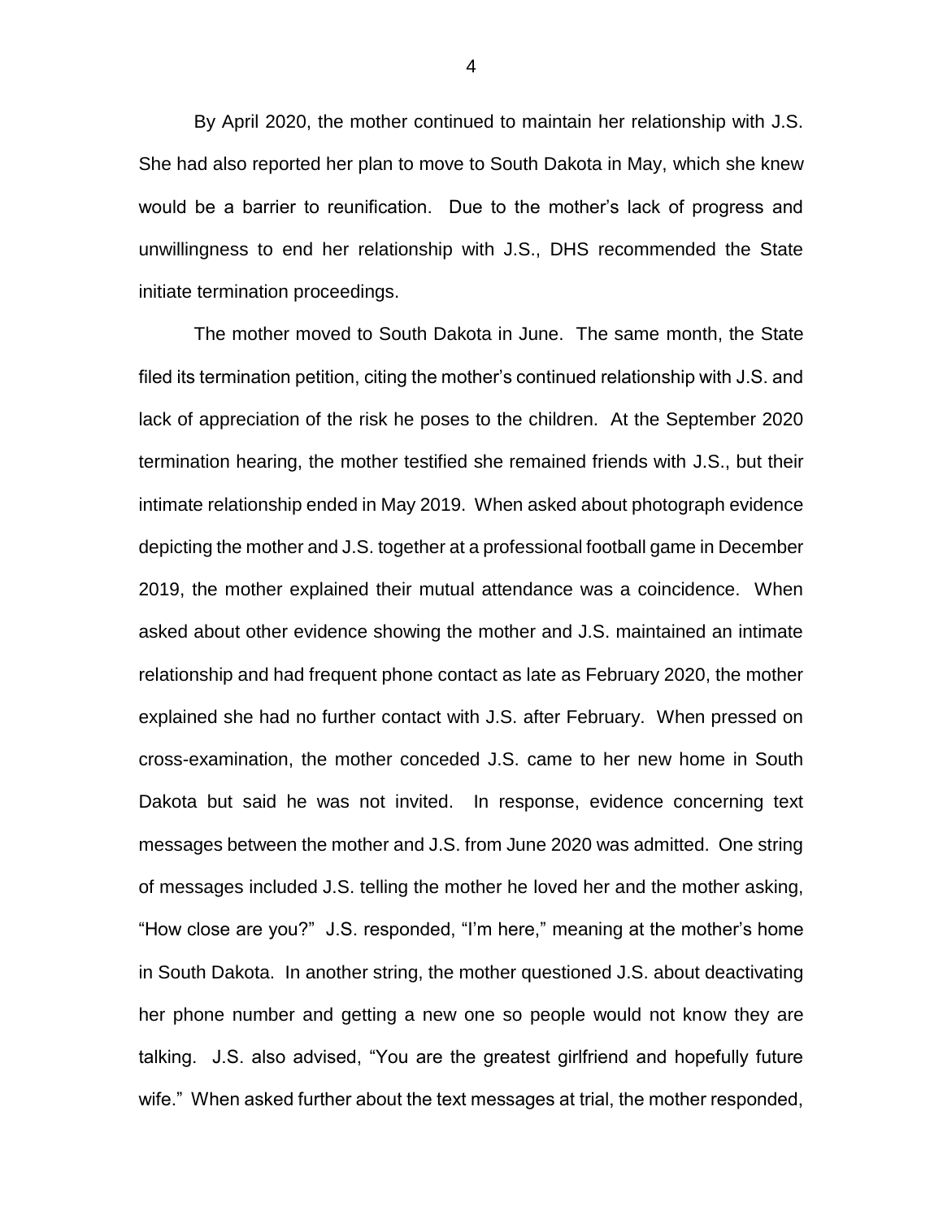By April 2020, the mother continued to maintain her relationship with J.S. She had also reported her plan to move to South Dakota in May, which she knew would be a barrier to reunification. Due to the mother's lack of progress and unwillingness to end her relationship with J.S., DHS recommended the State initiate termination proceedings.

The mother moved to South Dakota in June. The same month, the State filed its termination petition, citing the mother's continued relationship with J.S. and lack of appreciation of the risk he poses to the children. At the September 2020 termination hearing, the mother testified she remained friends with J.S., but their intimate relationship ended in May 2019. When asked about photograph evidence depicting the mother and J.S. together at a professional football game in December 2019, the mother explained their mutual attendance was a coincidence. When asked about other evidence showing the mother and J.S. maintained an intimate relationship and had frequent phone contact as late as February 2020, the mother explained she had no further contact with J.S. after February. When pressed on cross-examination, the mother conceded J.S. came to her new home in South Dakota but said he was not invited. In response, evidence concerning text messages between the mother and J.S. from June 2020 was admitted. One string of messages included J.S. telling the mother he loved her and the mother asking, "How close are you?" J.S. responded, "I'm here," meaning at the mother's home in South Dakota. In another string, the mother questioned J.S. about deactivating her phone number and getting a new one so people would not know they are talking. J.S. also advised, "You are the greatest girlfriend and hopefully future wife." When asked further about the text messages at trial, the mother responded,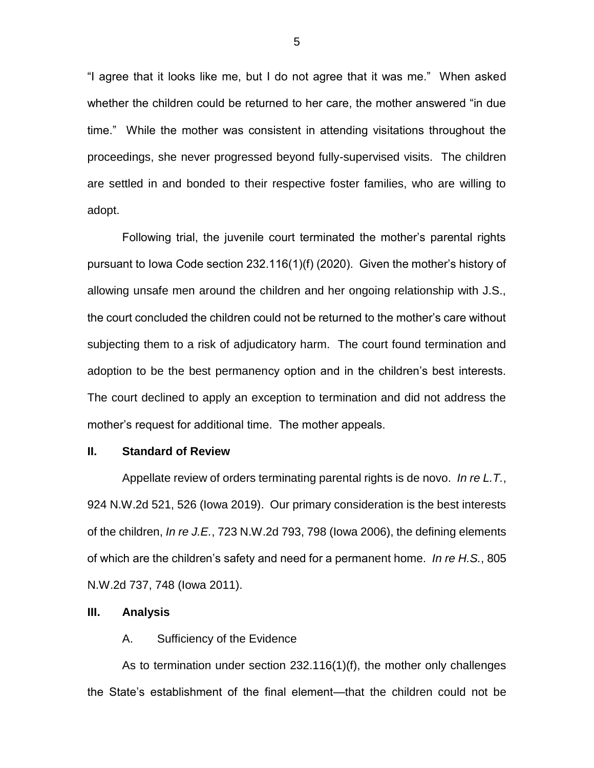"I agree that it looks like me, but I do not agree that it was me." When asked whether the children could be returned to her care, the mother answered "in due time." While the mother was consistent in attending visitations throughout the proceedings, she never progressed beyond fully-supervised visits. The children are settled in and bonded to their respective foster families, who are willing to adopt.

Following trial, the juvenile court terminated the mother's parental rights pursuant to Iowa Code section 232.116(1)(f) (2020). Given the mother's history of allowing unsafe men around the children and her ongoing relationship with J.S., the court concluded the children could not be returned to the mother's care without subjecting them to a risk of adjudicatory harm. The court found termination and adoption to be the best permanency option and in the children's best interests. The court declined to apply an exception to termination and did not address the mother's request for additional time. The mother appeals.

## II. Standard of Review

Appellate review of orders terminating parental rights is de novo. *In re L.T.*, 924 N.W.2d 521, 526 (Iowa 2019). Our primary consideration is the best interests of the children, *In re J.E.*, 723 N.W.2d 793, 798 (Iowa 2006), the defining elements of which are the children's safety and need for a permanent home. *In re H.S.*, 805 N.W.2d 737, 748 (Iowa 2011).

## III. Analysis

### A. Sufficiency of the Evidence

As to termination under section 232.116(1)(f), the mother only challenges the State's establishment of the final element—that the children could not be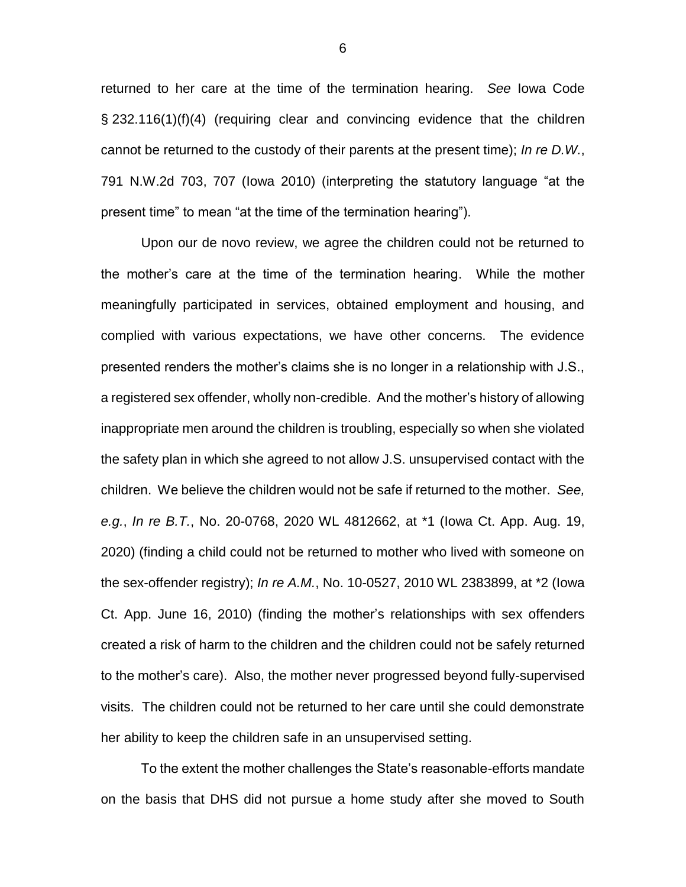returned to her care at the time of the termination hearing. *See* Iowa Code § 232.116(1)(f)(4) (requiring clear and convincing evidence that the children cannot be returned to the custody of their parents at the present time); *In re D.W.*, 791 N.W.2d 703, 707 (Iowa 2010) (interpreting the statutory language "at the present time" to mean "at the time of the termination hearing").

Upon our de novo review, we agree the children could not be returned to the mother's care at the time of the termination hearing. While the mother meaningfully participated in services, obtained employment and housing, and complied with various expectations, we have other concerns. The evidence presented renders the mother's claims she is no longer in a relationship with J.S., a registered sex offender, wholly non-credible. And the mother's history of allowing inappropriate men around the children is troubling, especially so when she violated the safety plan in which she agreed to not allow J.S. unsupervised contact with the children. We believe the children would not be safe if returned to the mother. *See, e.g.*, *In re B.T.*, No. 20-0768, 2020 WL 4812662, at *1 (Iowa Ct. App. Aug. 19, 2020) (finding a child could not be returned to mother who lived with someone on the sex-offender registry); *In re A.M.*, No. 10-0527, 2010 WL 2383899, at *2 (Iowa Ct. App. June 16, 2010) (finding the mother's relationships with sex offenders created a risk of harm to the children and the children could not be safely returned to the mother's care). Also, the mother never progressed beyond fully-supervised visits. The children could not be returned to her care until she could demonstrate her ability to keep the children safe in an unsupervised setting.

To the extent the mother challenges the State's reasonable-efforts mandate on the basis that DHS did not pursue a home study after she moved to South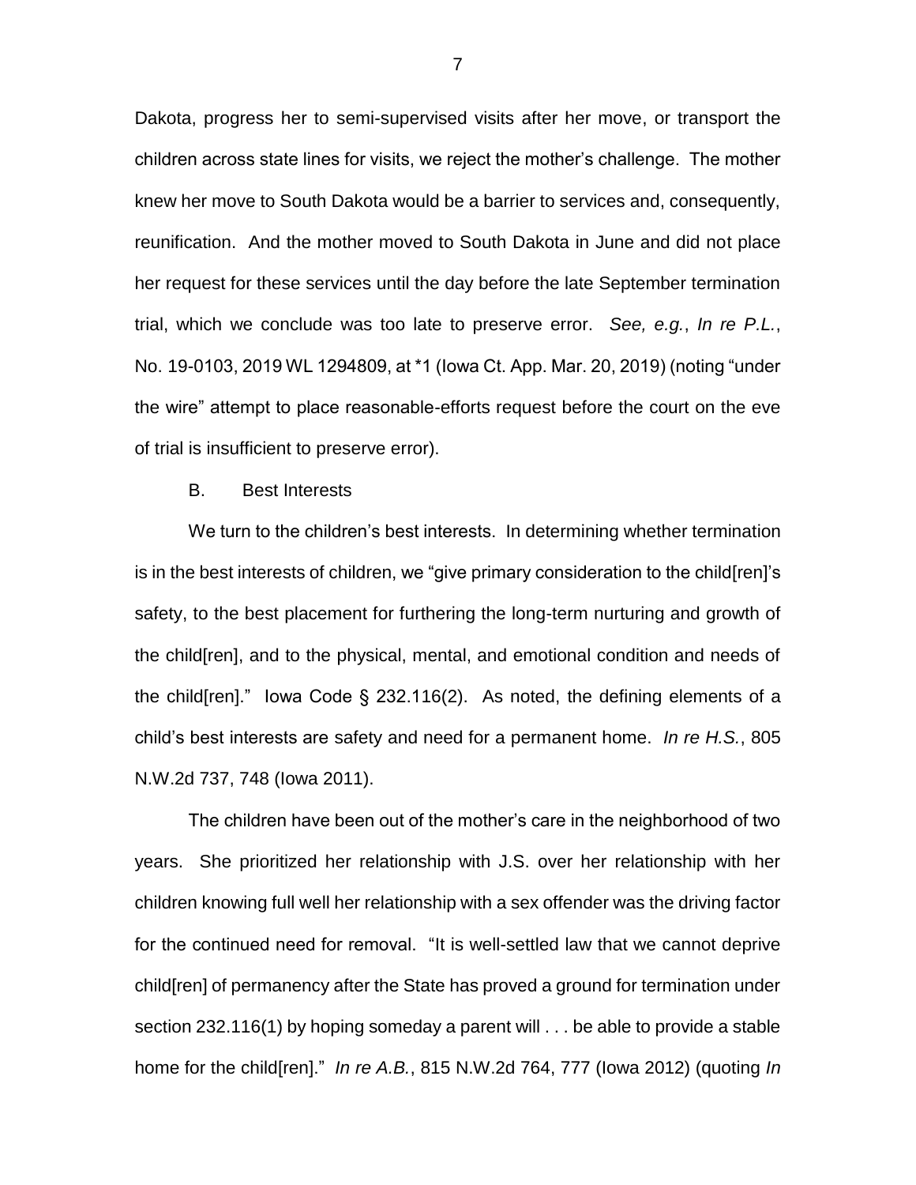Dakota, progress her to semi-supervised visits after her move, or transport the children across state lines for visits, we reject the mother's challenge. The mother knew her move to South Dakota would be a barrier to services and, consequently, reunification. And the mother moved to South Dakota in June and did not place her request for these services until the day before the late September termination trial, which we conclude was too late to preserve error. *See, e.g.*, *In re P.L.*, No. 19-0103, 2019 WL 1294809, at *1 (Iowa Ct. App. Mar. 20, 2019) (noting "under the wire" attempt to place reasonable-efforts request before the court on the eve of trial is insufficient to preserve error).

B. Best Interests

We turn to the children's best interests. In determining whether termination is in the best interests of children, we "give primary consideration to the child[ren]'s safety, to the best placement for furthering the long-term nurturing and growth of the child[ren], and to the physical, mental, and emotional condition and needs of the child[ren]." Iowa Code § 232.116(2). As noted, the defining elements of a child's best interests are safety and need for a permanent home. *In re H.S.*, 805 N.W.2d 737, 748 (Iowa 2011).

The children have been out of the mother's care in the neighborhood of two years. She prioritized her relationship with J.S. over her relationship with her children knowing full well her relationship with a sex offender was the driving factor for the continued need for removal. "It is well-settled law that we cannot deprive child[ren] of permanency after the State has proved a ground for termination under section 232.116(1) by hoping someday a parent will . . . be able to provide a stable home for the child[ren]." *In re A.B.*, 815 N.W.2d 764, 777 (Iowa 2012) (quoting *In*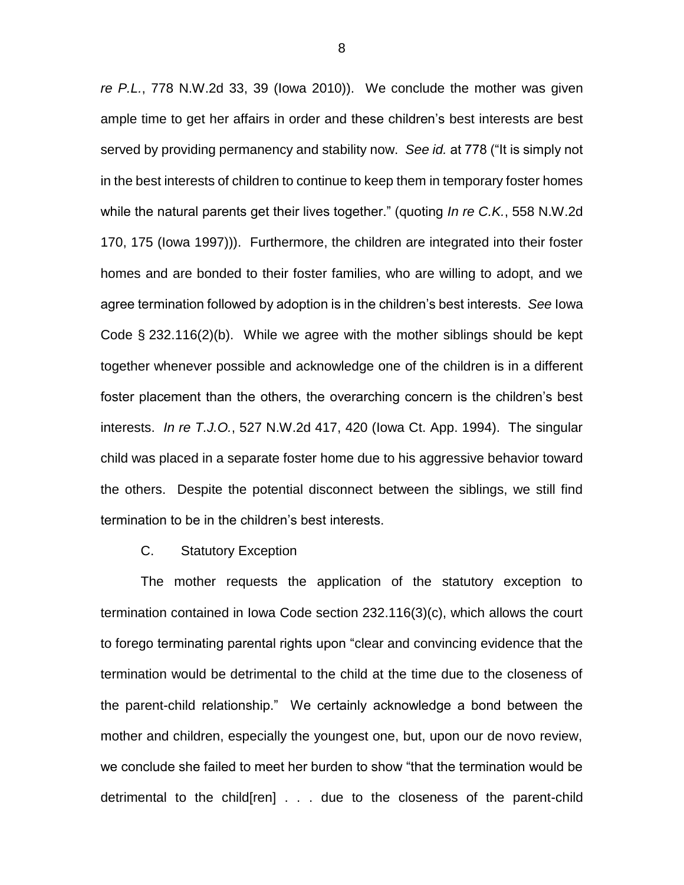*re P.L.*, 778 N.W.2d 33, 39 (Iowa 2010)). We conclude the mother was given ample time to get her affairs in order and these children's best interests are best served by providing permanency and stability now. *See id.* at 778 ("It is simply not in the best interests of children to continue to keep them in temporary foster homes while the natural parents get their lives together." (quoting *In re C.K.*, 558 N.W.2d 170, 175 (Iowa 1997))). Furthermore, the children are integrated into their foster homes and are bonded to their foster families, who are willing to adopt, and we agree termination followed by adoption is in the children's best interests. *See* Iowa Code § 232.116(2)(b). While we agree with the mother siblings should be kept together whenever possible and acknowledge one of the children is in a different foster placement than the others, the overarching concern is the children's best interests. *In re T.J.O.*, 527 N.W.2d 417, 420 (Iowa Ct. App. 1994). The singular child was placed in a separate foster home due to his aggressive behavior toward the others. Despite the potential disconnect between the siblings, we still find termination to be in the children's best interests.

C. Statutory Exception

The mother requests the application of the statutory exception to termination contained in Iowa Code section 232.116(3)(c), which allows the court to forego terminating parental rights upon "clear and convincing evidence that the termination would be detrimental to the child at the time due to the closeness of the parent-child relationship." We certainly acknowledge a bond between the mother and children, especially the youngest one, but, upon our de novo review, we conclude she failed to meet her burden to show "that the termination would be detrimental to the child[ren] . . . due to the closeness of the parent-child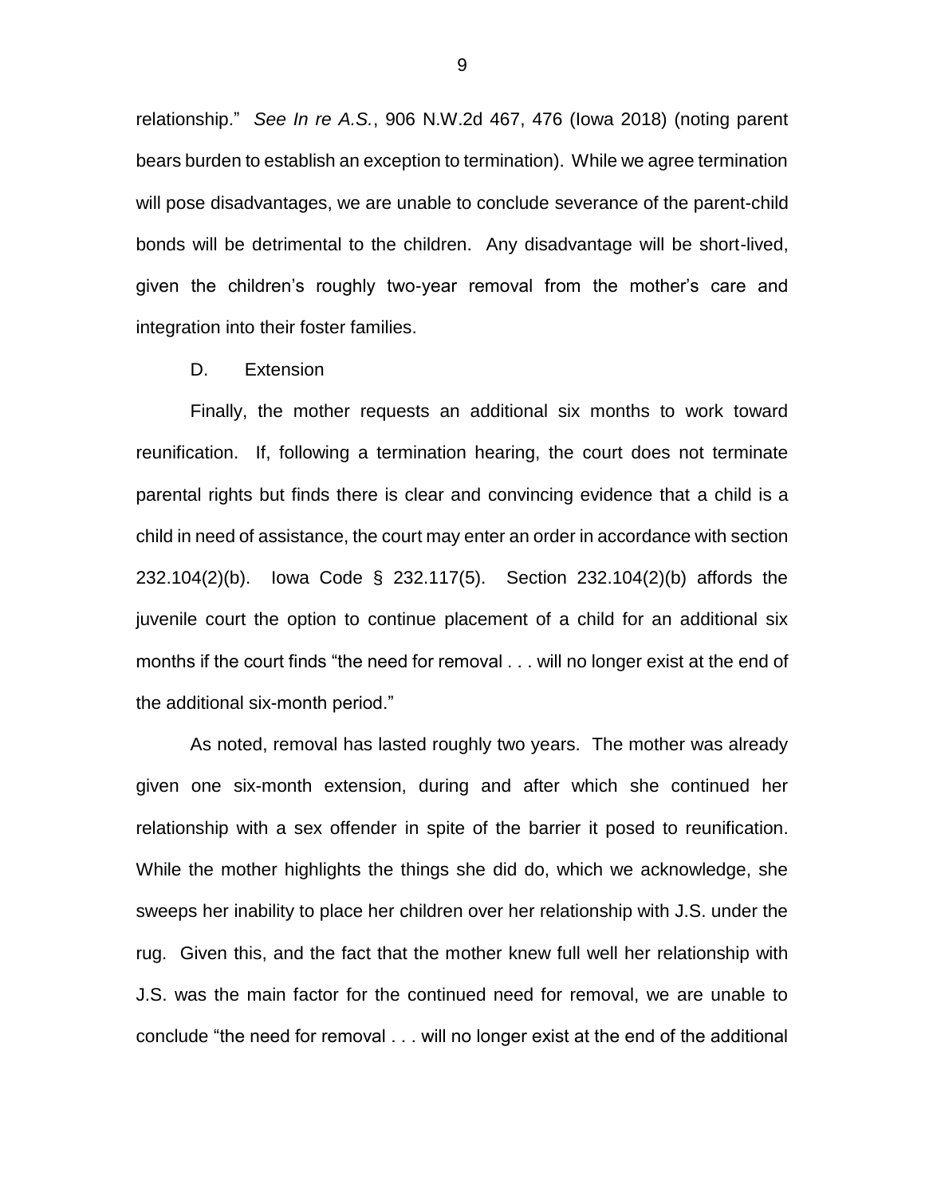relationship." *See In re A.S.*, 906 N.W.2d 467, 476 (Iowa 2018) (noting parent bears burden to establish an exception to termination). While we agree termination will pose disadvantages, we are unable to conclude severance of the parent-child bonds will be detrimental to the children. Any disadvantage will be short-lived, given the children's roughly two-year removal from the mother's care and integration into their foster families.

D. Extension

Finally, the mother requests an additional six months to work toward reunification. If, following a termination hearing, the court does not terminate parental rights but finds there is clear and convincing evidence that a child is a child in need of assistance, the court may enter an order in accordance with section 232.104(2)(b). Iowa Code § 232.117(5). Section 232.104(2)(b) affords the juvenile court the option to continue placement of a child for an additional six months if the court finds "the need for removal . . . will no longer exist at the end of the additional six-month period."

As noted, removal has lasted roughly two years. The mother was already given one six-month extension, during and after which she continued her relationship with a sex offender in spite of the barrier it posed to reunification. While the mother highlights the things she did do, which we acknowledge, she sweeps her inability to place her children over her relationship with J.S. under the rug. Given this, and the fact that the mother knew full well her relationship with J.S. was the main factor for the continued need for removal, we are unable to conclude "the need for removal . . . will no longer exist at the end of the additional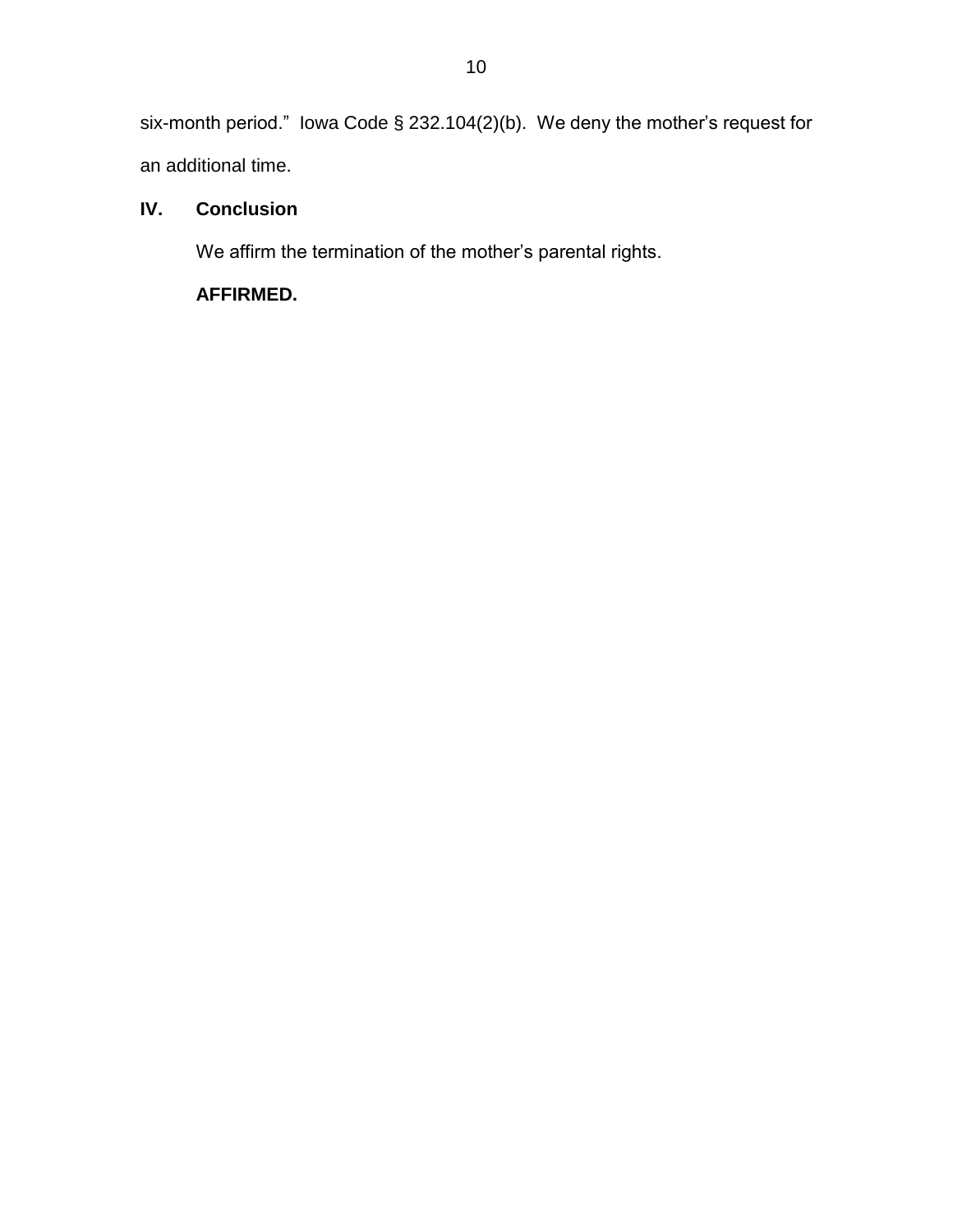six-month period." Iowa Code § 232.104(2)(b). We deny the mother's request for an additional time.

## IV. Conclusion

We affirm the termination of the mother's parental rights.

**AFFIRMED.**